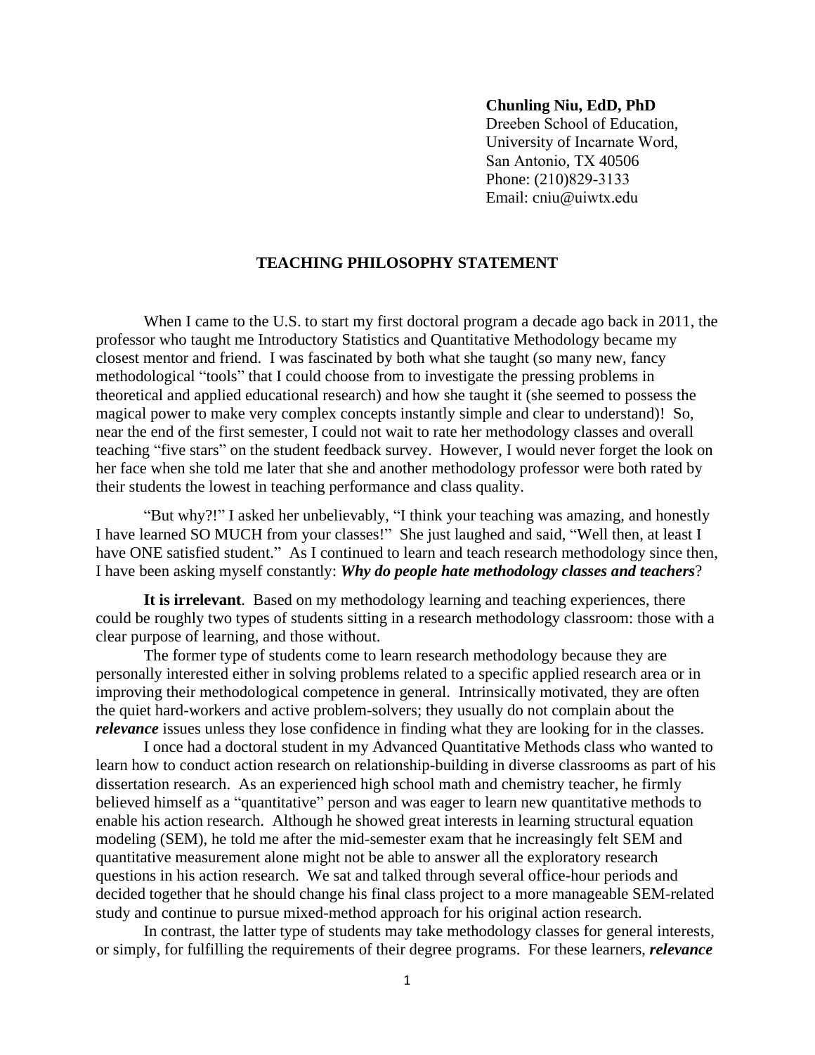**Chunling Niu, EdD, PhD**
Dreeben School of Education,
University of Incarnate Word,
San Antonio, TX 40506
Phone: (210)829-3133
Email: cniu@uiwtx.edu

# TEACHING PHILOSOPHY STATEMENT

When I came to the U.S. to start my first doctoral program a decade ago back in 2011, the professor who taught me Introductory Statistics and Quantitative Methodology became my closest mentor and friend. I was fascinated by both what she taught (so many new, fancy methodological "tools" that I could choose from to investigate the pressing problems in theoretical and applied educational research) and how she taught it (she seemed to possess the magical power to make very complex concepts instantly simple and clear to understand)! So, near the end of the first semester, I could not wait to rate her methodology classes and overall teaching "five stars" on the student feedback survey. However, I would never forget the look on her face when she told me later that she and another methodology professor were both rated by their students the lowest in teaching performance and class quality.

"But why?!" I asked her unbelievably, "I think your teaching was amazing, and honestly I have learned SO MUCH from your classes!" She just laughed and said, "Well then, at least I have ONE satisfied student." As I continued to learn and teach research methodology since then, I have been asking myself constantly: ***Why do people hate methodology classes and teachers***?

**It is irrelevant**. Based on my methodology learning and teaching experiences, there could be roughly two types of students sitting in a research methodology classroom: those with a clear purpose of learning, and those without.

The former type of students come to learn research methodology because they are personally interested either in solving problems related to a specific applied research area or in improving their methodological competence in general. Intrinsically motivated, they are often the quiet hard-workers and active problem-solvers; they usually do not complain about the ***relevance*** issues unless they lose confidence in finding what they are looking for in the classes.

I once had a doctoral student in my Advanced Quantitative Methods class who wanted to learn how to conduct action research on relationship-building in diverse classrooms as part of his dissertation research. As an experienced high school math and chemistry teacher, he firmly believed himself as a "quantitative" person and was eager to learn new quantitative methods to enable his action research. Although he showed great interests in learning structural equation modeling (SEM), he told me after the mid-semester exam that he increasingly felt SEM and quantitative measurement alone might not be able to answer all the exploratory research questions in his action research. We sat and talked through several office-hour periods and decided together that he should change his final class project to a more manageable SEM-related study and continue to pursue mixed-method approach for his original action research.

In contrast, the latter type of students may take methodology classes for general interests, or simply, for fulfilling the requirements of their degree programs. For these learners, ***relevance***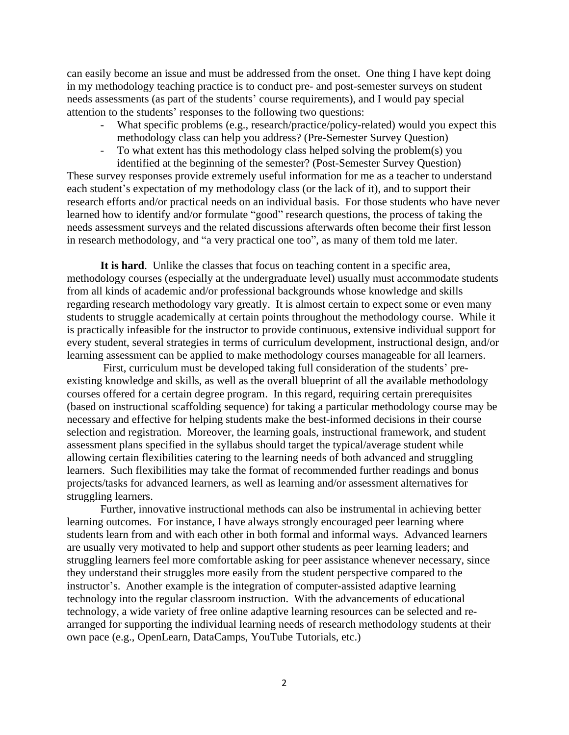can easily become an issue and must be addressed from the onset. One thing I have kept doing in my methodology teaching practice is to conduct pre- and post-semester surveys on student needs assessments (as part of the students' course requirements), and I would pay special attention to the students' responses to the following two questions:

- What specific problems (e.g., research/practice/policy-related) would you expect this methodology class can help you address? (Pre-Semester Survey Question)
- To what extent has this methodology class helped solving the problem(s) you identified at the beginning of the semester? (Post-Semester Survey Question)

These survey responses provide extremely useful information for me as a teacher to understand each student's expectation of my methodology class (or the lack of it), and to support their research efforts and/or practical needs on an individual basis. For those students who have never learned how to identify and/or formulate "good" research questions, the process of taking the needs assessment surveys and the related discussions afterwards often become their first lesson in research methodology, and "a very practical one too", as many of them told me later.

**It is hard**. Unlike the classes that focus on teaching content in a specific area, methodology courses (especially at the undergraduate level) usually must accommodate students from all kinds of academic and/or professional backgrounds whose knowledge and skills regarding research methodology vary greatly. It is almost certain to expect some or even many students to struggle academically at certain points throughout the methodology course. While it is practically infeasible for the instructor to provide continuous, extensive individual support for every student, several strategies in terms of curriculum development, instructional design, and/or learning assessment can be applied to make methodology courses manageable for all learners.

First, curriculum must be developed taking full consideration of the students' pre-existing knowledge and skills, as well as the overall blueprint of all the available methodology courses offered for a certain degree program. In this regard, requiring certain prerequisites (based on instructional scaffolding sequence) for taking a particular methodology course may be necessary and effective for helping students make the best-informed decisions in their course selection and registration. Moreover, the learning goals, instructional framework, and student assessment plans specified in the syllabus should target the typical/average student while allowing certain flexibilities catering to the learning needs of both advanced and struggling learners. Such flexibilities may take the format of recommended further readings and bonus projects/tasks for advanced learners, as well as learning and/or assessment alternatives for struggling learners.

Further, innovative instructional methods can also be instrumental in achieving better learning outcomes. For instance, I have always strongly encouraged peer learning where students learn from and with each other in both formal and informal ways. Advanced learners are usually very motivated to help and support other students as peer learning leaders; and struggling learners feel more comfortable asking for peer assistance whenever necessary, since they understand their struggles more easily from the student perspective compared to the instructor's. Another example is the integration of computer-assisted adaptive learning technology into the regular classroom instruction. With the advancements of educational technology, a wide variety of free online adaptive learning resources can be selected and re-arranged for supporting the individual learning needs of research methodology students at their own pace (e.g., OpenLearn, DataCamps, YouTube Tutorials, etc.)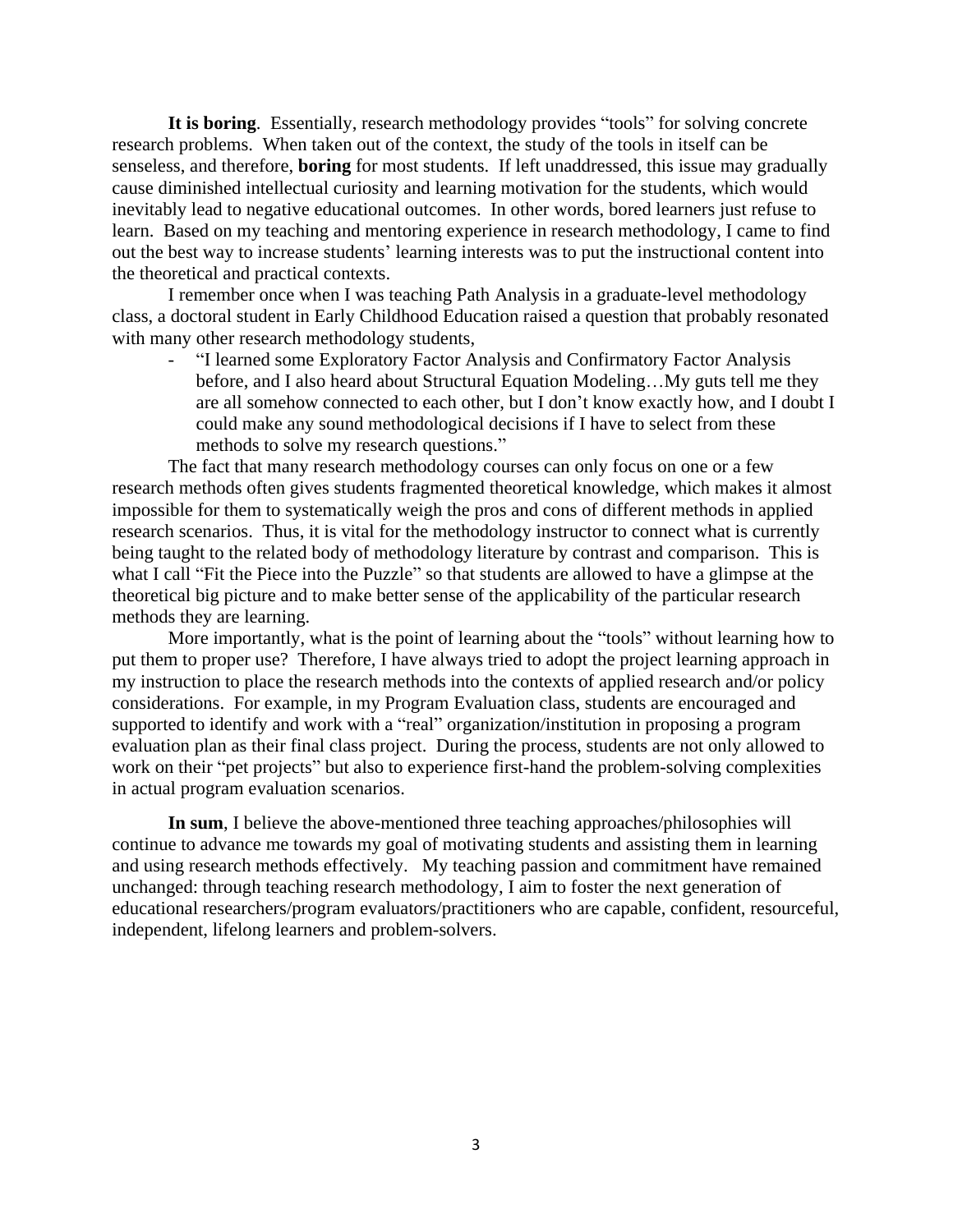**It is boring**. Essentially, research methodology provides "tools" for solving concrete research problems. When taken out of the context, the study of the tools in itself can be senseless, and therefore, **boring** for most students. If left unaddressed, this issue may gradually cause diminished intellectual curiosity and learning motivation for the students, which would inevitably lead to negative educational outcomes. In other words, bored learners just refuse to learn. Based on my teaching and mentoring experience in research methodology, I came to find out the best way to increase students' learning interests was to put the instructional content into the theoretical and practical contexts.

I remember once when I was teaching Path Analysis in a graduate-level methodology class, a doctoral student in Early Childhood Education raised a question that probably resonated with many other research methodology students,

- "I learned some Exploratory Factor Analysis and Confirmatory Factor Analysis before, and I also heard about Structural Equation Modeling…My guts tell me they are all somehow connected to each other, but I don't know exactly how, and I doubt I could make any sound methodological decisions if I have to select from these methods to solve my research questions."

The fact that many research methodology courses can only focus on one or a few research methods often gives students fragmented theoretical knowledge, which makes it almost impossible for them to systematically weigh the pros and cons of different methods in applied research scenarios. Thus, it is vital for the methodology instructor to connect what is currently being taught to the related body of methodology literature by contrast and comparison. This is what I call "Fit the Piece into the Puzzle" so that students are allowed to have a glimpse at the theoretical big picture and to make better sense of the applicability of the particular research methods they are learning.

More importantly, what is the point of learning about the "tools" without learning how to put them to proper use? Therefore, I have always tried to adopt the project learning approach in my instruction to place the research methods into the contexts of applied research and/or policy considerations. For example, in my Program Evaluation class, students are encouraged and supported to identify and work with a "real" organization/institution in proposing a program evaluation plan as their final class project. During the process, students are not only allowed to work on their "pet projects" but also to experience first-hand the problem-solving complexities in actual program evaluation scenarios.

**In sum**, I believe the above-mentioned three teaching approaches/philosophies will continue to advance me towards my goal of motivating students and assisting them in learning and using research methods effectively. My teaching passion and commitment have remained unchanged: through teaching research methodology, I aim to foster the next generation of educational researchers/program evaluators/practitioners who are capable, confident, resourceful, independent, lifelong learners and problem-solvers.